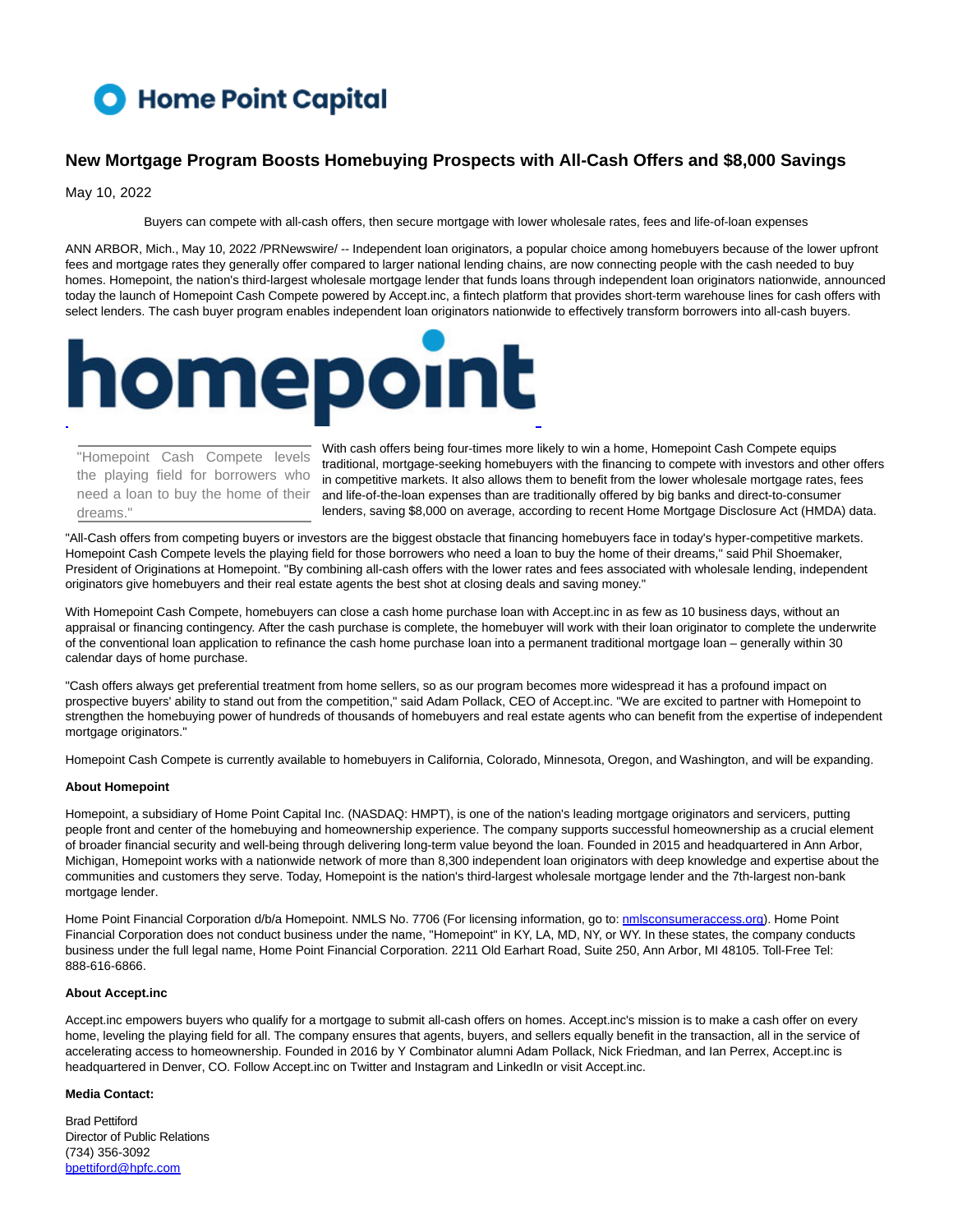# New Mortgage Program Boosts Homebuying Prospects with All-Cash Offers and $8,000 Savings

May 10, 2022

Buyers can compete with all-cash offers, then secure mortgage with lower wholesale rates, fees and life-of-loan expenses

ANN ARBOR, Mich., May 10, 2022 /PRNewswire/ -- Independent loan originators, a popular choice among homebuyers because of the lower upfront fees and mortgage rates they generally offer compared to larger national lending chains, are now connecting people with the cash needed to buy homes. Homepoint, the nation's third-largest wholesale mortgage lender that funds loans through independent loan originators nationwide, announced today the launch of Homepoint Cash Compete powered by Accept.inc, a fintech platform that provides short-term warehouse lines for cash offers with select lenders. The cash buyer program enables independent loan originators nationwide to effectively transform borrowers into all-cash buyers.

> "Homepoint Cash Compete levels the playing field for borrowers who need a loan to buy the home of their dreams."

With cash offers being four-times more likely to win a home, Homepoint Cash Compete equips traditional, mortgage-seeking homebuyers with the financing to compete with investors and other offers in competitive markets. It also allows them to benefit from the lower wholesale mortgage rates, fees and life-of-the-loan expenses than are traditionally offered by big banks and direct-to-consumer lenders, saving $8,000 on average, according to recent Home Mortgage Disclosure Act (HMDA) data.

"All-Cash offers from competing buyers or investors are the biggest obstacle that financing homebuyers face in today's hyper-competitive markets. Homepoint Cash Compete levels the playing field for those borrowers who need a loan to buy the home of their dreams," said Phil Shoemaker, President of Originations at Homepoint. "By combining all-cash offers with the lower rates and fees associated with wholesale lending, independent originators give homebuyers and their real estate agents the best shot at closing deals and saving money."

With Homepoint Cash Compete, homebuyers can close a cash home purchase loan with Accept.inc in as few as 10 business days, without an appraisal or financing contingency. After the cash purchase is complete, the homebuyer will work with their loan originator to complete the underwrite of the conventional loan application to refinance the cash home purchase loan into a permanent traditional mortgage loan – generally within 30 calendar days of home purchase.

"Cash offers always get preferential treatment from home sellers, so as our program becomes more widespread it has a profound impact on prospective buyers' ability to stand out from the competition," said Adam Pollack, CEO of Accept.inc. "We are excited to partner with Homepoint to strengthen the homebuying power of hundreds of thousands of homebuyers and real estate agents who can benefit from the expertise of independent mortgage originators."

Homepoint Cash Compete is currently available to homebuyers in California, Colorado, Minnesota, Oregon, and Washington, and will be expanding.

**About Homepoint**

Homepoint, a subsidiary of Home Point Capital Inc. (NASDAQ: HMPT), is one of the nation's leading mortgage originators and servicers, putting people front and center of the homebuying and homeownership experience. The company supports successful homeownership as a crucial element of broader financial security and well-being through delivering long-term value beyond the loan. Founded in 2015 and headquartered in Ann Arbor, Michigan, Homepoint works with a nationwide network of more than 8,300 independent loan originators with deep knowledge and expertise about the communities and customers they serve. Today, Homepoint is the nation's third-largest wholesale mortgage lender and the 7th-largest non-bank mortgage lender.

Home Point Financial Corporation d/b/a Homepoint. NMLS No. 7706 (For licensing information, go to: nmlsconsumeraccess.org). Home Point Financial Corporation does not conduct business under the name, "Homepoint" in KY, LA, MD, NY, or WY. In these states, the company conducts business under the full legal name, Home Point Financial Corporation. 2211 Old Earhart Road, Suite 250, Ann Arbor, MI 48105. Toll-Free Tel: 888-616-6866.

**About Accept.inc**

Accept.inc empowers buyers who qualify for a mortgage to submit all-cash offers on homes. Accept.inc's mission is to make a cash offer on every home, leveling the playing field for all. The company ensures that agents, buyers, and sellers equally benefit in the transaction, all in the service of accelerating access to homeownership. Founded in 2016 by Y Combinator alumni Adam Pollack, Nick Friedman, and Ian Perrex, Accept.inc is headquartered in Denver, CO. Follow Accept.inc on Twitter and Instagram and LinkedIn or visit Accept.inc.

**Media Contact:**

Brad Pettiford
Director of Public Relations
(734) 356-3092
bpettiford@hpfc.com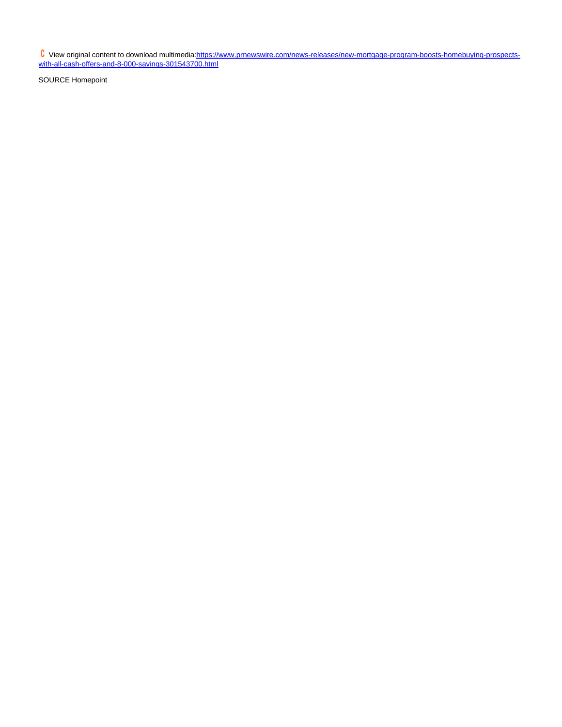View original content to download multimedia:https://www.prnewswire.com/news-releases/new-mortgage-program-boosts-homebuying-prospects-with-all-cash-offers-and-8-000-savings-301543700.html

SOURCE Homepoint